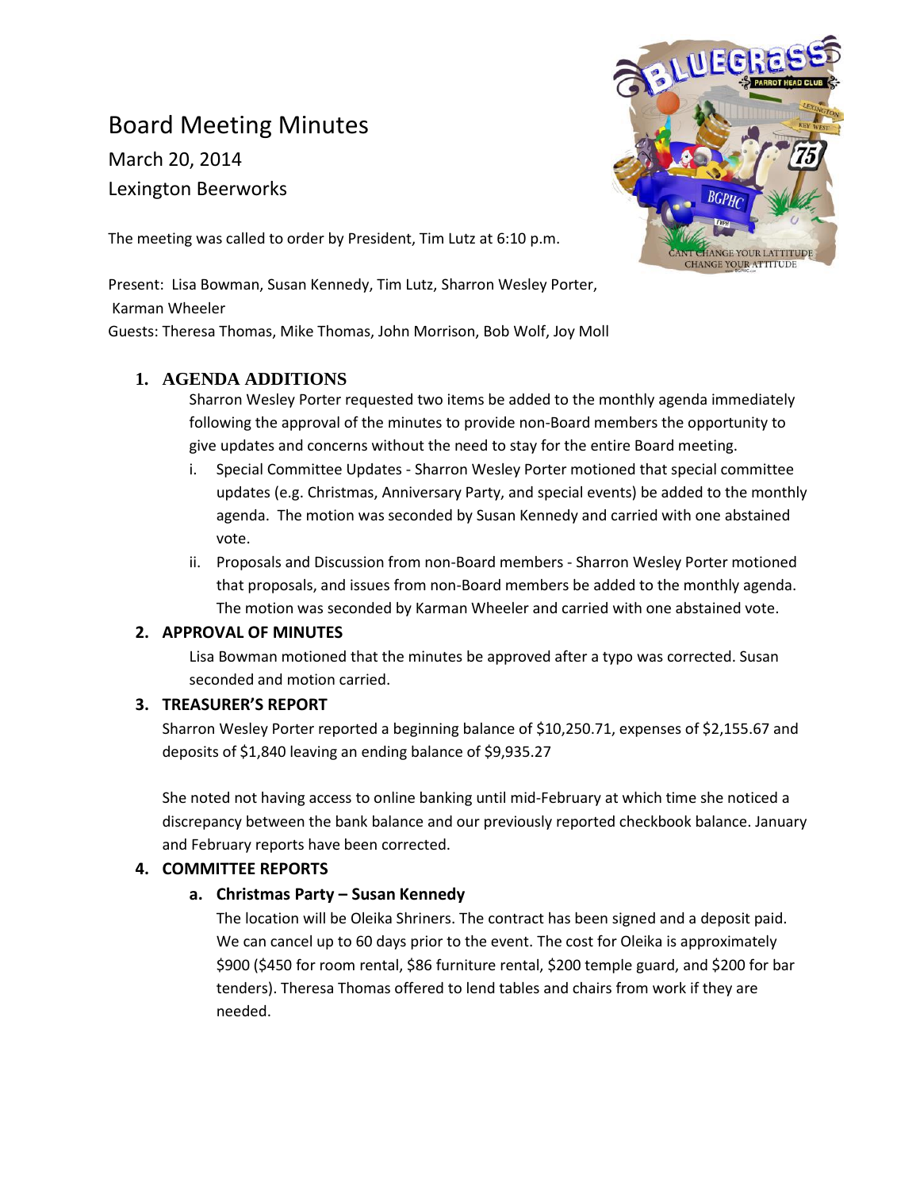# Board Meeting Minutes

March 20, 2014

Lexington Beerworks

The meeting was called to order by President, Tim Lutz at 6:10 p.m.

Present: Lisa Bowman, Susan Kennedy, Tim Lutz, Sharron Wesley Porter, Karman Wheeler

Guests: Theresa Thomas, Mike Thomas, John Morrison, Bob Wolf, Joy Moll

## 1. AGENDA ADDITIONS

Sharron Wesley Porter requested two items be added to the monthly agenda immediately following the approval of the minutes to provide non-Board members the opportunity to give updates and concerns without the need to stay for the entire Board meeting.

i. Special Committee Updates - Sharron Wesley Porter motioned that special committee updates (e.g. Christmas, Anniversary Party, and special events) be added to the monthly agenda. The motion was seconded by Susan Kennedy and carried with one abstained vote.

ii. Proposals and Discussion from non-Board members - Sharron Wesley Porter motioned that proposals, and issues from non-Board members be added to the monthly agenda. The motion was seconded by Karman Wheeler and carried with one abstained vote.

## 2. APPROVAL OF MINUTES

Lisa Bowman motioned that the minutes be approved after a typo was corrected. Susan seconded and motion carried.

## 3. TREASURER'S REPORT

Sharron Wesley Porter reported a beginning balance of $10,250.71, expenses of $2,155.67 and deposits of $1,840 leaving an ending balance of $9,935.27

She noted not having access to online banking until mid-February at which time she noticed a discrepancy between the bank balance and our previously reported checkbook balance. January and February reports have been corrected.

## 4. COMMITTEE REPORTS

### a. Christmas Party – Susan Kennedy

The location will be Oleika Shriners. The contract has been signed and a deposit paid. We can cancel up to 60 days prior to the event. The cost for Oleika is approximately $900 ($450 for room rental, $86 furniture rental, $200 temple guard, and $200 for bar tenders). Theresa Thomas offered to lend tables and chairs from work if they are needed.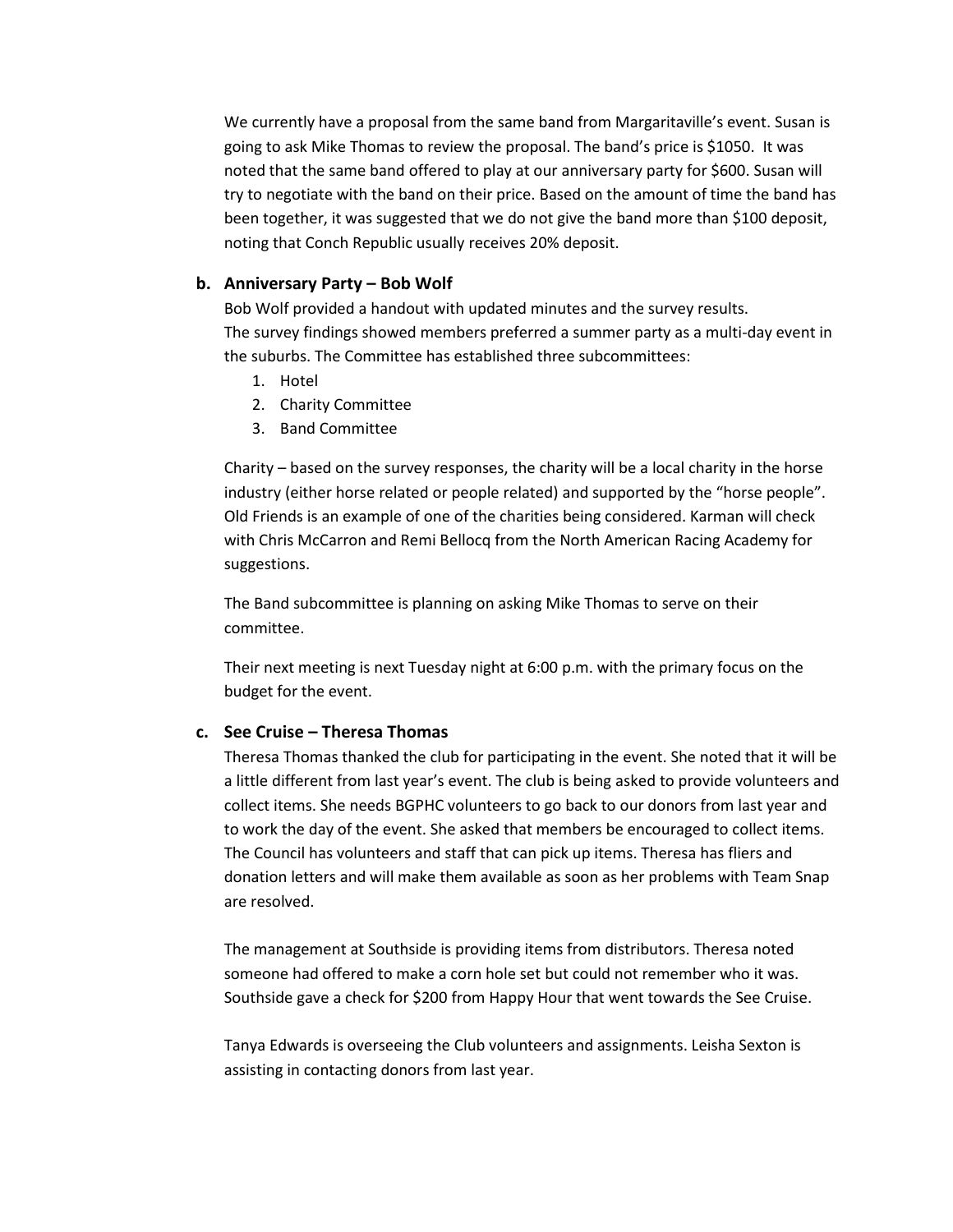We currently have a proposal from the same band from Margaritaville's event. Susan is going to ask Mike Thomas to review the proposal. The band's price is $1050. It was noted that the same band offered to play at our anniversary party for $600. Susan will try to negotiate with the band on their price. Based on the amount of time the band has been together, it was suggested that we do not give the band more than $100 deposit, noting that Conch Republic usually receives 20% deposit.

### b. Anniversary Party – Bob Wolf

Bob Wolf provided a handout with updated minutes and the survey results.
The survey findings showed members preferred a summer party as a multi-day event in the suburbs. The Committee has established three subcommittees:

1. Hotel
2. Charity Committee
3. Band Committee

Charity – based on the survey responses, the charity will be a local charity in the horse industry (either horse related or people related) and supported by the "horse people". Old Friends is an example of one of the charities being considered. Karman will check with Chris McCarron and Remi Bellocq from the North American Racing Academy for suggestions.

The Band subcommittee is planning on asking Mike Thomas to serve on their committee.

Their next meeting is next Tuesday night at 6:00 p.m. with the primary focus on the budget for the event.

### c. See Cruise – Theresa Thomas

Theresa Thomas thanked the club for participating in the event. She noted that it will be a little different from last year's event. The club is being asked to provide volunteers and collect items. She needs BGPHC volunteers to go back to our donors from last year and to work the day of the event. She asked that members be encouraged to collect items. The Council has volunteers and staff that can pick up items. Theresa has fliers and donation letters and will make them available as soon as her problems with Team Snap are resolved.

The management at Southside is providing items from distributors. Theresa noted someone had offered to make a corn hole set but could not remember who it was. Southside gave a check for $200 from Happy Hour that went towards the See Cruise.

Tanya Edwards is overseeing the Club volunteers and assignments. Leisha Sexton is assisting in contacting donors from last year.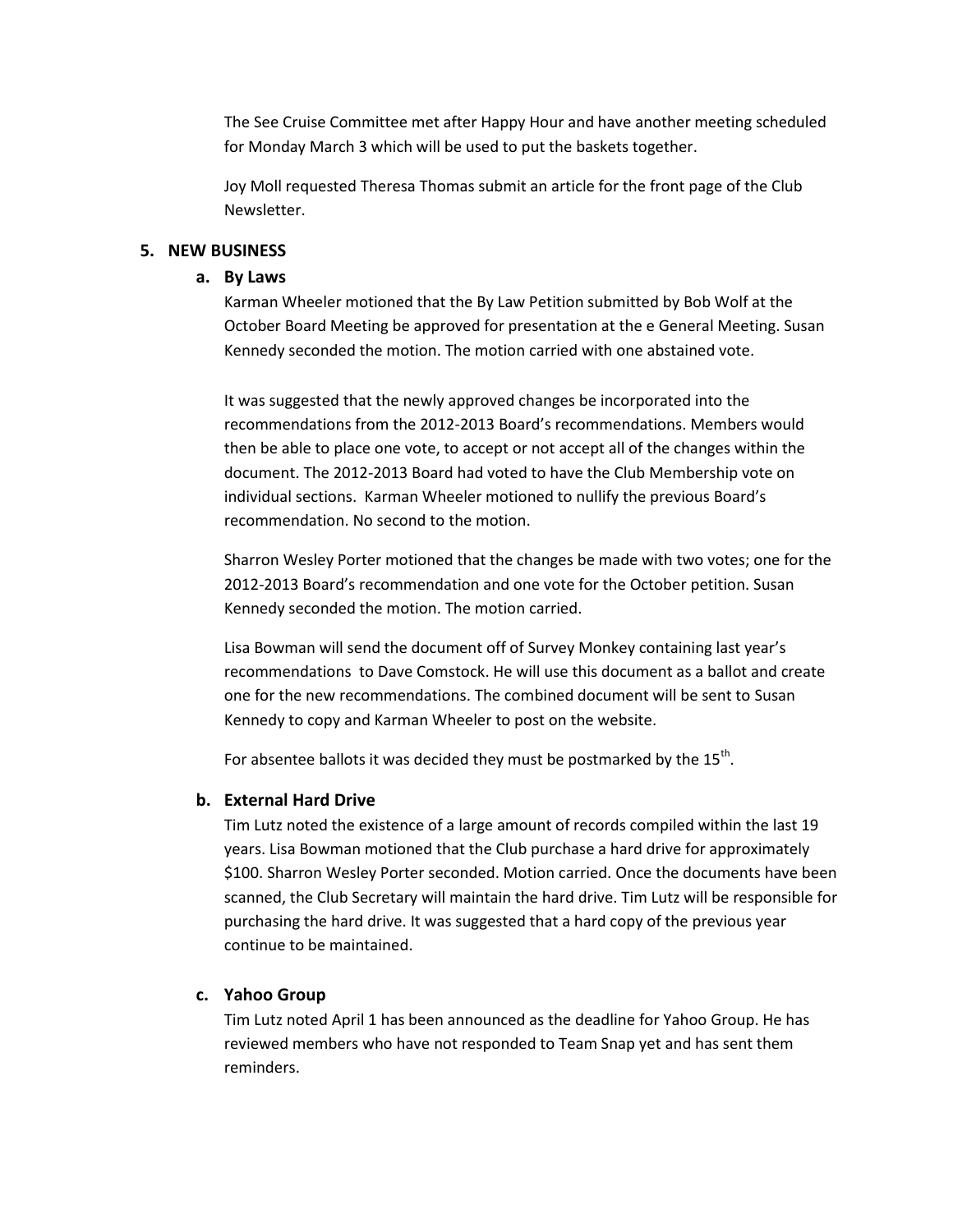The See Cruise Committee met after Happy Hour and have another meeting scheduled for Monday March 3 which will be used to put the baskets together.

Joy Moll requested Theresa Thomas submit an article for the front page of the Club Newsletter.

## 5. NEW BUSINESS

### a. By Laws

Karman Wheeler motioned that the By Law Petition submitted by Bob Wolf at the October Board Meeting be approved for presentation at the e General Meeting. Susan Kennedy seconded the motion. The motion carried with one abstained vote.

It was suggested that the newly approved changes be incorporated into the recommendations from the 2012-2013 Board's recommendations. Members would then be able to place one vote, to accept or not accept all of the changes within the document. The 2012-2013 Board had voted to have the Club Membership vote on individual sections. Karman Wheeler motioned to nullify the previous Board's recommendation. No second to the motion.

Sharron Wesley Porter motioned that the changes be made with two votes; one for the 2012-2013 Board's recommendation and one vote for the October petition. Susan Kennedy seconded the motion. The motion carried.

Lisa Bowman will send the document off of Survey Monkey containing last year's recommendations to Dave Comstock. He will use this document as a ballot and create one for the new recommendations. The combined document will be sent to Susan Kennedy to copy and Karman Wheeler to post on the website.

For absentee ballots it was decided they must be postmarked by the 15th.

### b. External Hard Drive

Tim Lutz noted the existence of a large amount of records compiled within the last 19 years. Lisa Bowman motioned that the Club purchase a hard drive for approximately $100. Sharron Wesley Porter seconded. Motion carried. Once the documents have been scanned, the Club Secretary will maintain the hard drive. Tim Lutz will be responsible for purchasing the hard drive. It was suggested that a hard copy of the previous year continue to be maintained.

### c. Yahoo Group

Tim Lutz noted April 1 has been announced as the deadline for Yahoo Group. He has reviewed members who have not responded to Team Snap yet and has sent them reminders.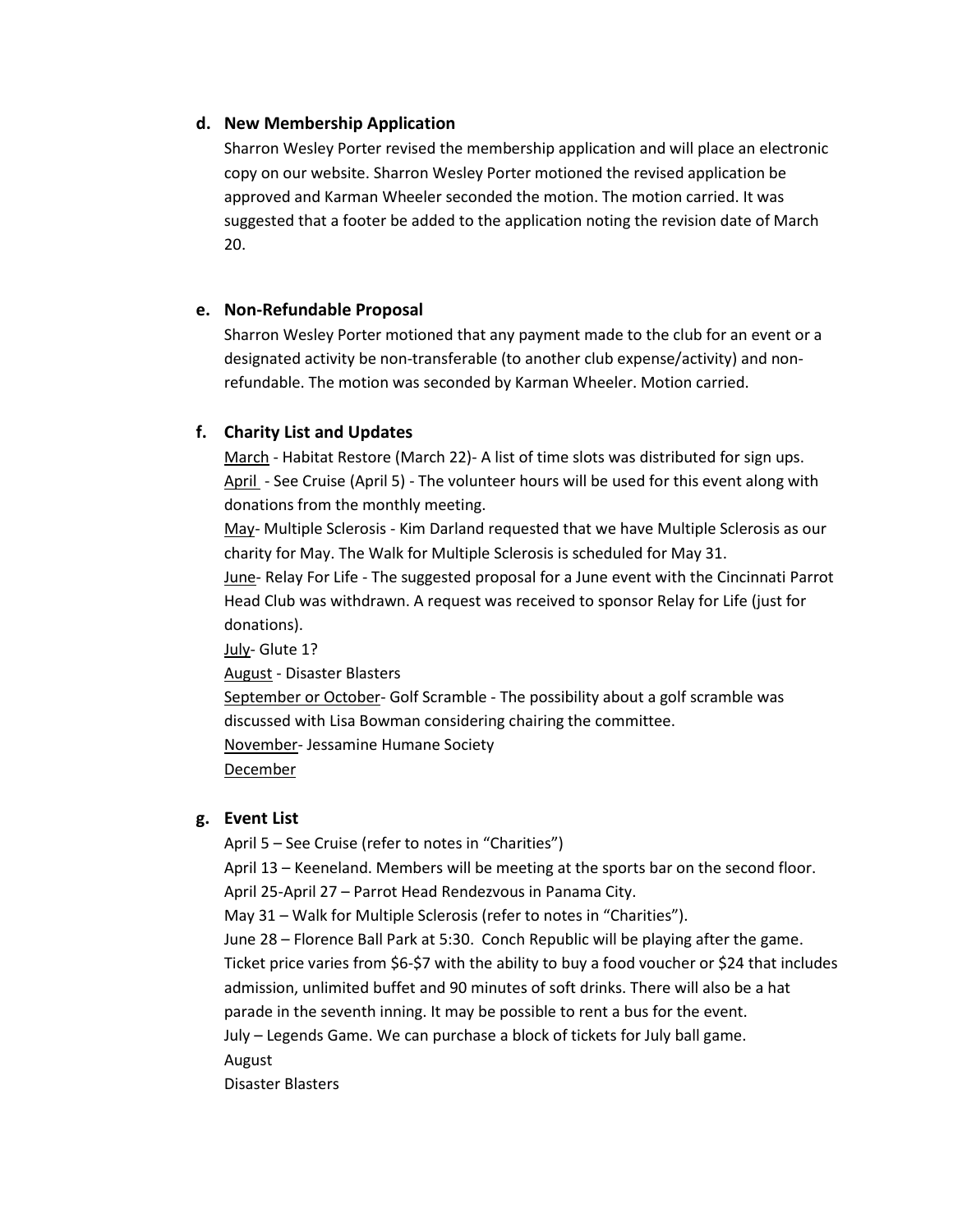#### d. New Membership Application

Sharron Wesley Porter revised the membership application and will place an electronic copy on our website. Sharron Wesley Porter motioned the revised application be approved and Karman Wheeler seconded the motion. The motion carried. It was suggested that a footer be added to the application noting the revision date of March 20.

#### e. Non-Refundable Proposal

Sharron Wesley Porter motioned that any payment made to the club for an event or a designated activity be non-transferable (to another club expense/activity) and non-refundable. The motion was seconded by Karman Wheeler. Motion carried.

#### f. Charity List and Updates

March - Habitat Restore (March 22)- A list of time slots was distributed for sign ups.
April - See Cruise (April 5) - The volunteer hours will be used for this event along with donations from the monthly meeting.
May- Multiple Sclerosis - Kim Darland requested that we have Multiple Sclerosis as our charity for May. The Walk for Multiple Sclerosis is scheduled for May 31.
June- Relay For Life - The suggested proposal for a June event with the Cincinnati Parrot Head Club was withdrawn. A request was received to sponsor Relay for Life (just for donations).
July- Glute 1?
August - Disaster Blasters
September or October- Golf Scramble - The possibility about a golf scramble was discussed with Lisa Bowman considering chairing the committee.
November- Jessamine Humane Society
December

#### g. Event List

April 5 – See Cruise (refer to notes in "Charities")
April 13 – Keeneland. Members will be meeting at the sports bar on the second floor.
April 25-April 27 – Parrot Head Rendezvous in Panama City.
May 31 – Walk for Multiple Sclerosis (refer to notes in "Charities").
June 28 – Florence Ball Park at 5:30. Conch Republic will be playing after the game. Ticket price varies from $6-$7 with the ability to buy a food voucher or $24 that includes admission, unlimited buffet and 90 minutes of soft drinks. There will also be a hat parade in the seventh inning. It may be possible to rent a bus for the event.
July – Legends Game. We can purchase a block of tickets for July ball game.
August
Disaster Blasters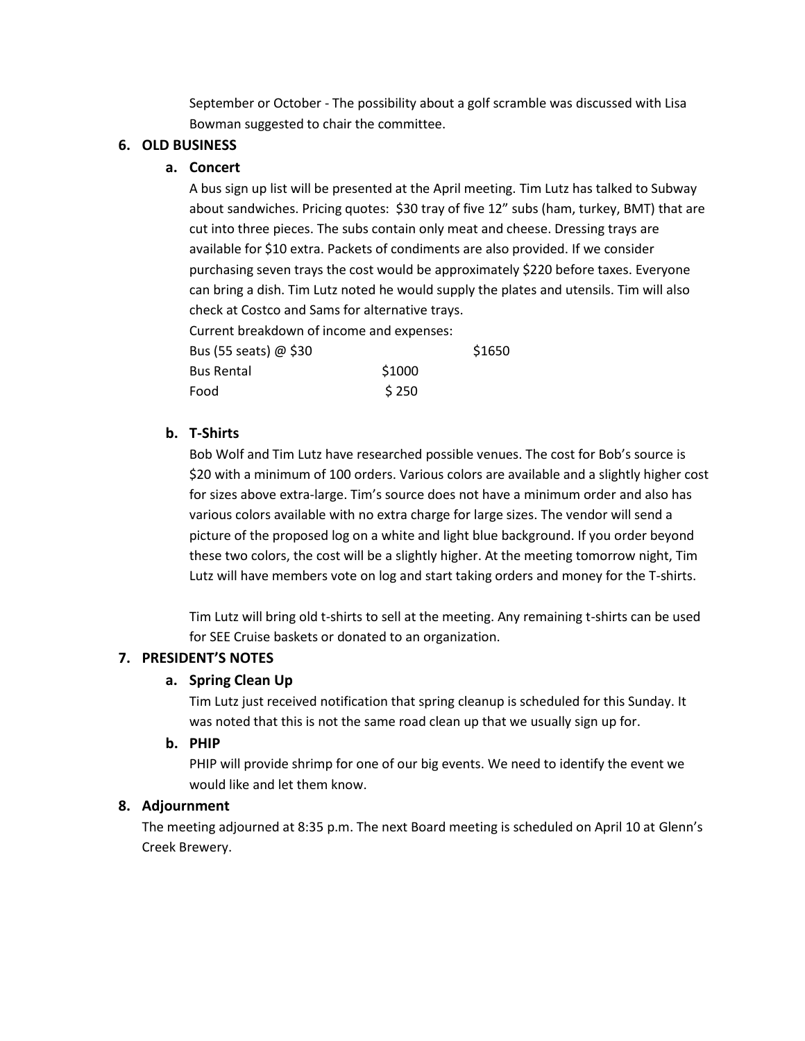September or October - The possibility about a golf scramble was discussed with Lisa Bowman suggested to chair the committee.

## 6. OLD BUSINESS

### a. Concert

A bus sign up list will be presented at the April meeting. Tim Lutz has talked to Subway about sandwiches. Pricing quotes: $30 tray of five 12" subs (ham, turkey, BMT) that are cut into three pieces. The subs contain only meat and cheese. Dressing trays are available for $10 extra. Packets of condiments are also provided. If we consider purchasing seven trays the cost would be approximately $220 before taxes. Everyone can bring a dish. Tim Lutz noted he would supply the plates and utensils. Tim will also check at Costco and Sams for alternative trays.

Current breakdown of income and expenses:

| | | |
|---|---|---|
| Bus (55 seats) @ $30 | | $1650 |
| Bus Rental | $1000 | |
| Food | $ 250 | |

### b. T-Shirts

Bob Wolf and Tim Lutz have researched possible venues. The cost for Bob's source is $20 with a minimum of 100 orders. Various colors are available and a slightly higher cost for sizes above extra-large. Tim's source does not have a minimum order and also has various colors available with no extra charge for large sizes. The vendor will send a picture of the proposed log on a white and light blue background. If you order beyond these two colors, the cost will be a slightly higher. At the meeting tomorrow night, Tim Lutz will have members vote on log and start taking orders and money for the T-shirts.

Tim Lutz will bring old t-shirts to sell at the meeting. Any remaining t-shirts can be used for SEE Cruise baskets or donated to an organization.

## 7. PRESIDENT'S NOTES

### a. Spring Clean Up

Tim Lutz just received notification that spring cleanup is scheduled for this Sunday. It was noted that this is not the same road clean up that we usually sign up for.

### b. PHIP

PHIP will provide shrimp for one of our big events. We need to identify the event we would like and let them know.

## 8. Adjournment

The meeting adjourned at 8:35 p.m. The next Board meeting is scheduled on April 10 at Glenn's Creek Brewery.